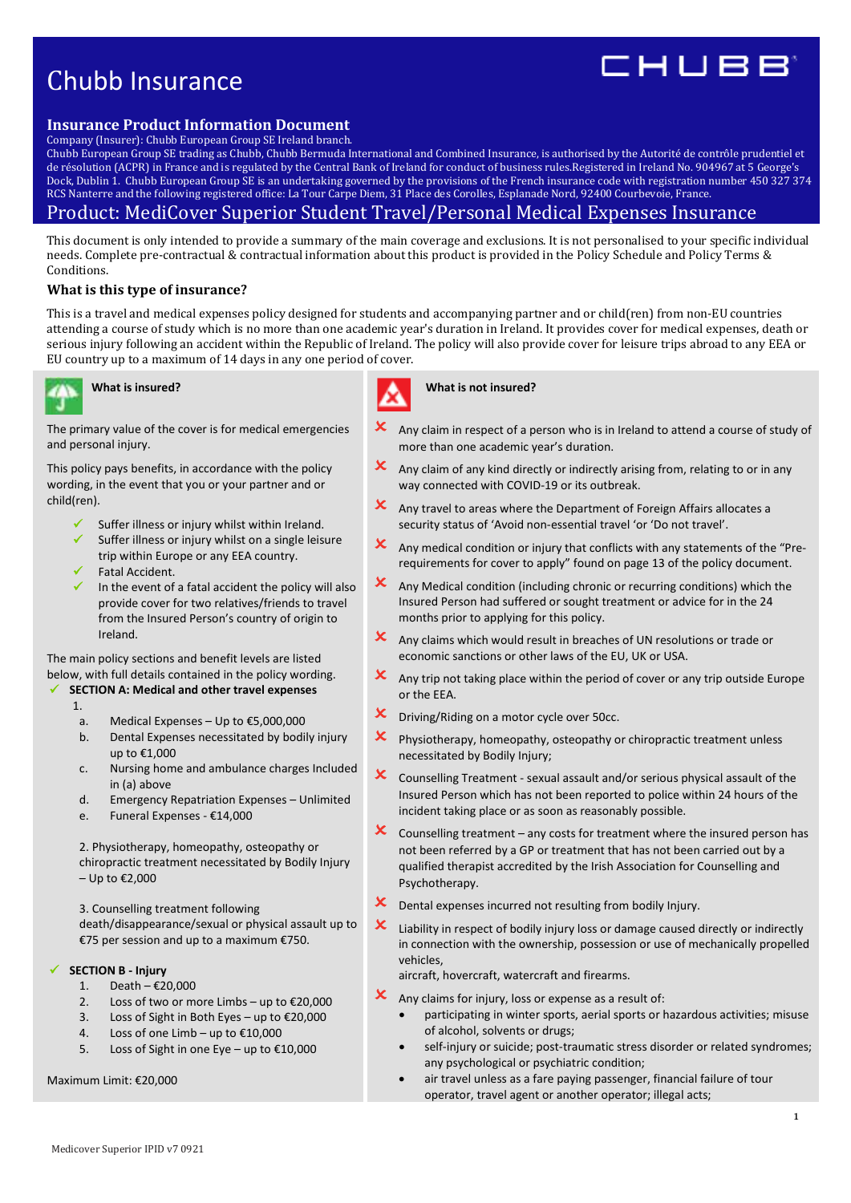# Chubb Insurance

## Insurance Product Information Document

Company (Insurer): Chubb European Group SE Ireland branch.
Chubb European Group SE trading as Chubb, Chubb Bermuda International and Combined Insurance, is authorised by the Autorité de contrôle prudentiel et de résolution (ACPR) in France and is regulated by the Central Bank of Ireland for conduct of business rules.Registered in Ireland No. 904967 at 5 George's Dock, Dublin 1. Chubb European Group SE is an undertaking governed by the provisions of the French insurance code with registration number 450 327 374 RCS Nanterre and the following registered office: La Tour Carpe Diem, 31 Place des Corolles, Esplanade Nord, 92400 Courbevoie, France.

## Product: MediCover Superior Student Travel/Personal Medical Expenses Insurance

This document is only intended to provide a summary of the main coverage and exclusions. It is not personalised to your specific individual needs. Complete pre-contractual & contractual information about this product is provided in the Policy Schedule and Policy Terms & Conditions.

### What is this type of insurance?

This is a travel and medical expenses policy designed for students and accompanying partner and or child(ren) from non-EU countries attending a course of study which is no more than one academic year's duration in Ireland. It provides cover for medical expenses, death or serious injury following an accident within the Republic of Ireland. The policy will also provide cover for leisure trips abroad to any EEA or EU country up to a maximum of 14 days in any one period of cover.

### What is insured?

The primary value of the cover is for medical emergencies and personal injury.

This policy pays benefits, in accordance with the policy wording, in the event that you or your partner and or child(ren).

- ✓ Suffer illness or injury whilst within Ireland.
- ✓ Suffer illness or injury whilst on a single leisure trip within Europe or any EEA country.
- ✓ Fatal Accident.
- ✓ In the event of a fatal accident the policy will also provide cover for two relatives/friends to travel from the Insured Person's country of origin to Ireland.

The main policy sections and benefit levels are listed below, with full details contained in the policy wording.

✓ **SECTION A: Medical and other travel expenses**

1.
   a. Medical Expenses – Up to €5,000,000
   b. Dental Expenses necessitated by bodily injury up to €1,000
   c. Nursing home and ambulance charges Included in (a) above
   d. Emergency Repatriation Expenses – Unlimited
   e. Funeral Expenses - €14,000

2. Physiotherapy, homeopathy, osteopathy or chiropractic treatment necessitated by Bodily Injury – Up to €2,000

3. Counselling treatment following death/disappearance/sexual or physical assault up to €75 per session and up to a maximum €750.

✓ **SECTION B - Injury**

1. Death – €20,000
2. Loss of two or more Limbs – up to €20,000
3. Loss of Sight in Both Eyes – up to €20,000
4. Loss of one Limb – up to €10,000
5. Loss of Sight in one Eye – up to €10,000

Maximum Limit: €20,000

### What is not insured?

- ✗ Any claim in respect of a person who is in Ireland to attend a course of study of more than one academic year's duration.
- ✗ Any claim of any kind directly or indirectly arising from, relating to or in any way connected with COVID-19 or its outbreak.
- ✗ Any travel to areas where the Department of Foreign Affairs allocates a security status of 'Avoid non-essential travel 'or 'Do not travel'.
- ✗ Any medical condition or injury that conflicts with any statements of the "Pre-requirements for cover to apply" found on page 13 of the policy document.
- ✗ Any Medical condition (including chronic or recurring conditions) which the Insured Person had suffered or sought treatment or advice for in the 24 months prior to applying for this policy.
- ✗ Any claims which would result in breaches of UN resolutions or trade or economic sanctions or other laws of the EU, UK or USA.
- ✗ Any trip not taking place within the period of cover or any trip outside Europe or the EEA.
- ✗ Driving/Riding on a motor cycle over 50cc.
- ✗ Physiotherapy, homeopathy, osteopathy or chiropractic treatment unless necessitated by Bodily Injury;
- ✗ Counselling Treatment - sexual assault and/or serious physical assault of the Insured Person which has not been reported to police within 24 hours of the incident taking place or as soon as reasonably possible.
- ✗ Counselling treatment – any costs for treatment where the insured person has not been referred by a GP or treatment that has not been carried out by a qualified therapist accredited by the Irish Association for Counselling and Psychotherapy.
- ✗ Dental expenses incurred not resulting from bodily Injury.
- ✗ Liability in respect of bodily injury loss or damage caused directly or indirectly in connection with the ownership, possession or use of mechanically propelled vehicles,
  aircraft, hovercraft, watercraft and firearms.
- ✗ Any claims for injury, loss or expense as a result of:
  - participating in winter sports, aerial sports or hazardous activities; misuse of alcohol, solvents or drugs;
  - self-injury or suicide; post-traumatic stress disorder or related syndromes; any psychological or psychiatric condition;
  - air travel unless as a fare paying passenger, financial failure of tour operator, travel agent or another operator; illegal acts;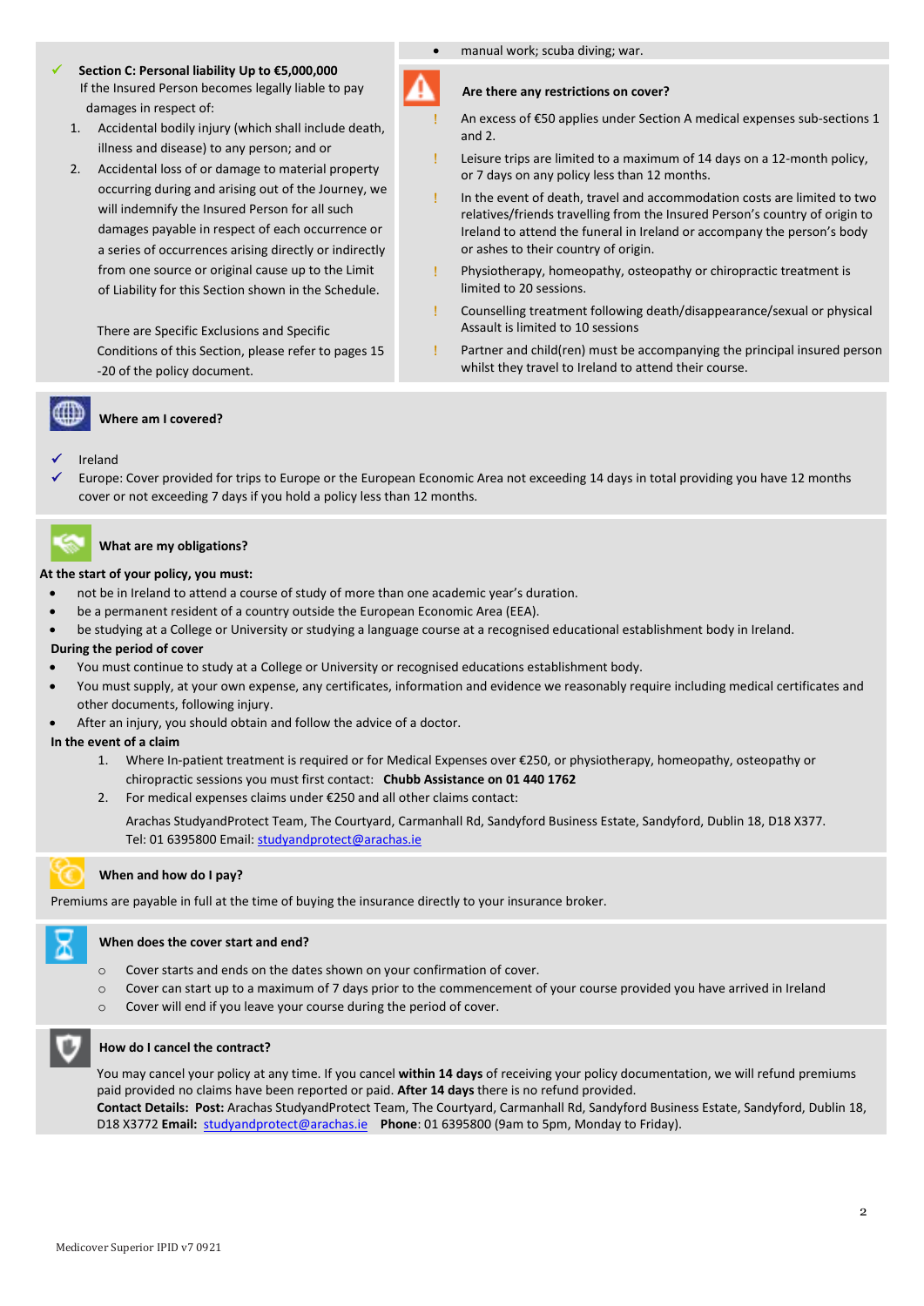✓ **Section C: Personal liability Up to €5,000,000**

If the Insured Person becomes legally liable to pay damages in respect of:

1. Accidental bodily injury (which shall include death, illness and disease) to any person; and or
2. Accidental loss of or damage to material property occurring during and arising out of the Journey, we will indemnify the Insured Person for all such damages payable in respect of each occurrence or a series of occurrences arising directly or indirectly from one source or original cause up to the Limit of Liability for this Section shown in the Schedule.

There are Specific Exclusions and Specific Conditions of this Section, please refer to pages 15 -20 of the policy document.

- manual work; scuba diving; war.

### Are there any restrictions on cover?

! An excess of €50 applies under Section A medical expenses sub-sections 1 and 2.

! Leisure trips are limited to a maximum of 14 days on a 12-month policy, or 7 days on any policy less than 12 months.

! In the event of death, travel and accommodation costs are limited to two relatives/friends travelling from the Insured Person's country of origin to Ireland to attend the funeral in Ireland or accompany the person's body or ashes to their country of origin.

! Physiotherapy, homeopathy, osteopathy or chiropractic treatment is limited to 20 sessions.

! Counselling treatment following death/disappearance/sexual or physical Assault is limited to 10 sessions

! Partner and child(ren) must be accompanying the principal insured person whilst they travel to Ireland to attend their course.

### Where am I covered?

✓ Ireland

✓ Europe: Cover provided for trips to Europe or the European Economic Area not exceeding 14 days in total providing you have 12 months cover or not exceeding 7 days if you hold a policy less than 12 months.

### What are my obligations?

**At the start of your policy, you must:**

- not be in Ireland to attend a course of study of more than one academic year's duration.
- be a permanent resident of a country outside the European Economic Area (EEA).
- be studying at a College or University or studying a language course at a recognised educational establishment body in Ireland.

**During the period of cover**

- You must continue to study at a College or University or recognised educations establishment body.
- You must supply, at your own expense, any certificates, information and evidence we reasonably require including medical certificates and other documents, following injury.
- After an injury, you should obtain and follow the advice of a doctor.

**In the event of a claim**

1. Where In-patient treatment is required or for Medical Expenses over €250, or physiotherapy, homeopathy, osteopathy or chiropractic sessions you must first contact: **Chubb Assistance on 01 440 1762**
2. For medical expenses claims under €250 and all other claims contact:

   Arachas StudyandProtect Team, The Courtyard, Carmanhall Rd, Sandyford Business Estate, Sandyford, Dublin 18, D18 X377. Tel: 01 6395800 Email: studyandprotect@arachas.ie

### When and how do I pay?

Premiums are payable in full at the time of buying the insurance directly to your insurance broker.

### When does the cover start and end?

- Cover starts and ends on the dates shown on your confirmation of cover.
- Cover can start up to a maximum of 7 days prior to the commencement of your course provided you have arrived in Ireland
- Cover will end if you leave your course during the period of cover.

### How do I cancel the contract?

You may cancel your policy at any time. If you cancel **within 14 days** of receiving your policy documentation, we will refund premiums paid provided no claims have been reported or paid. **After 14 days** there is no refund provided.

**Contact Details: Post:** Arachas StudyandProtect Team, The Courtyard, Carmanhall Rd, Sandyford Business Estate, Sandyford, Dublin 18, D18 X3772 **Email:** studyandprotect@arachas.ie **Phone**: 01 6395800 (9am to 5pm, Monday to Friday).